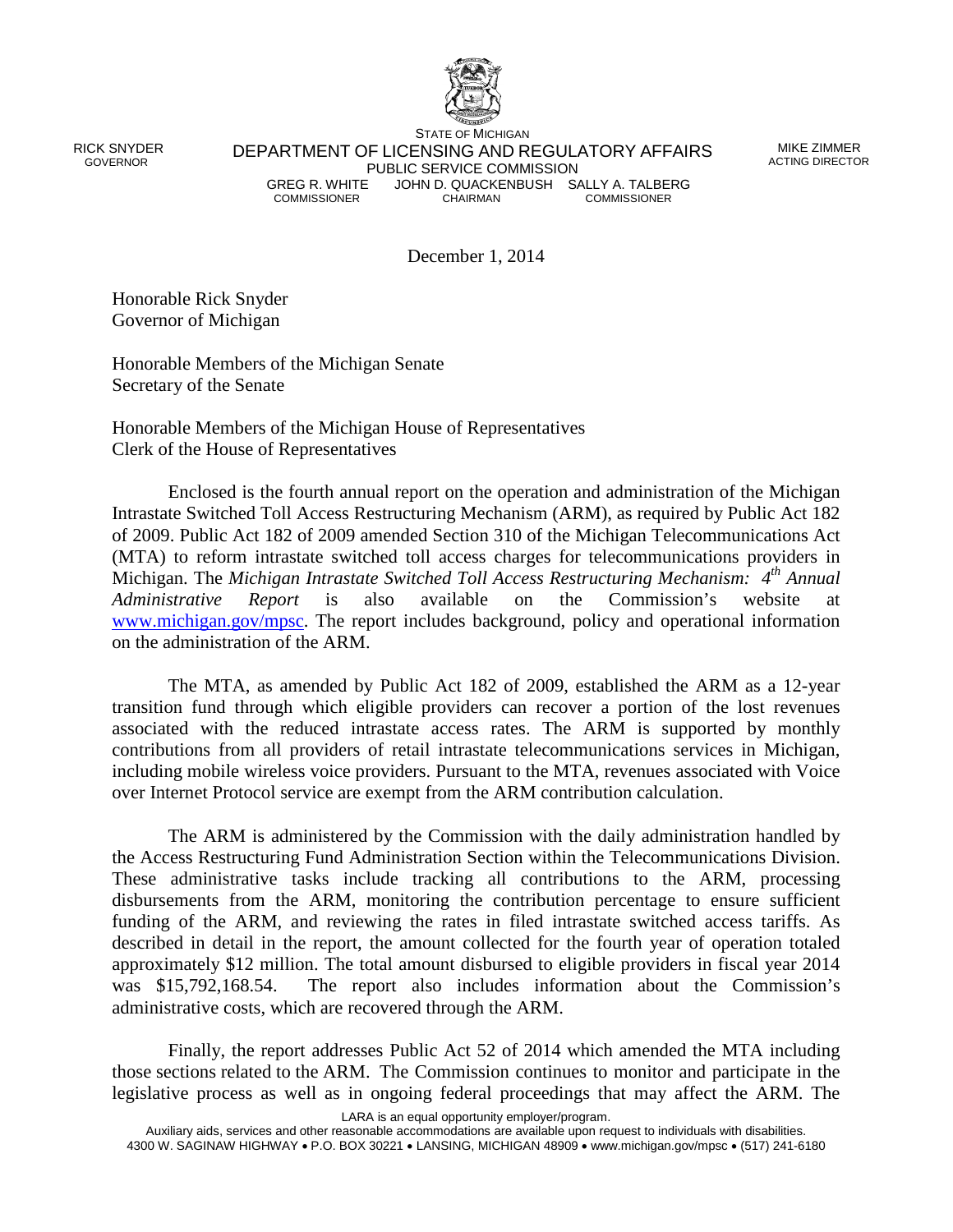STATE OF MICHIGAN

DEPARTMENT OF LICENSING AND REGULATORY AFFAIRS

PUBLIC SERVICE COMMISSION

RICK SNYDER
GOVERNOR

MIKE ZIMMER
ACTING DIRECTOR

GREG R. WHITE
COMMISSIONER

JOHN D. QUACKENBUSH
CHAIRMAN

SALLY A. TALBERG
COMMISSIONER

December 1, 2014

Honorable Rick Snyder
Governor of Michigan

Honorable Members of the Michigan Senate
Secretary of the Senate

Honorable Members of the Michigan House of Representatives
Clerk of the House of Representatives

Enclosed is the fourth annual report on the operation and administration of the Michigan Intrastate Switched Toll Access Restructuring Mechanism (ARM), as required by Public Act 182 of 2009. Public Act 182 of 2009 amended Section 310 of the Michigan Telecommunications Act (MTA) to reform intrastate switched toll access charges for telecommunications providers in Michigan. The *Michigan Intrastate Switched Toll Access Restructuring Mechanism: 4th Annual Administrative Report* is also available on the Commission's website at www.michigan.gov/mpsc. The report includes background, policy and operational information on the administration of the ARM.

The MTA, as amended by Public Act 182 of 2009, established the ARM as a 12-year transition fund through which eligible providers can recover a portion of the lost revenues associated with the reduced intrastate access rates. The ARM is supported by monthly contributions from all providers of retail intrastate telecommunications services in Michigan, including mobile wireless voice providers. Pursuant to the MTA, revenues associated with Voice over Internet Protocol service are exempt from the ARM contribution calculation.

The ARM is administered by the Commission with the daily administration handled by the Access Restructuring Fund Administration Section within the Telecommunications Division. These administrative tasks include tracking all contributions to the ARM, processing disbursements from the ARM, monitoring the contribution percentage to ensure sufficient funding of the ARM, and reviewing the rates in filed intrastate switched access tariffs. As described in detail in the report, the amount collected for the fourth year of operation totaled approximately $12 million. The total amount disbursed to eligible providers in fiscal year 2014 was $15,792,168.54. The report also includes information about the Commission's administrative costs, which are recovered through the ARM.

Finally, the report addresses Public Act 52 of 2014 which amended the MTA including those sections related to the ARM. The Commission continues to monitor and participate in the legislative process as well as in ongoing federal proceedings that may affect the ARM. The

LARA is an equal opportunity employer/program.
Auxiliary aids, services and other reasonable accommodations are available upon request to individuals with disabilities.
4300 W. SAGINAW HIGHWAY • P.O. BOX 30221 • LANSING, MICHIGAN 48909 • www.michigan.gov/mpsc • (517) 241-6180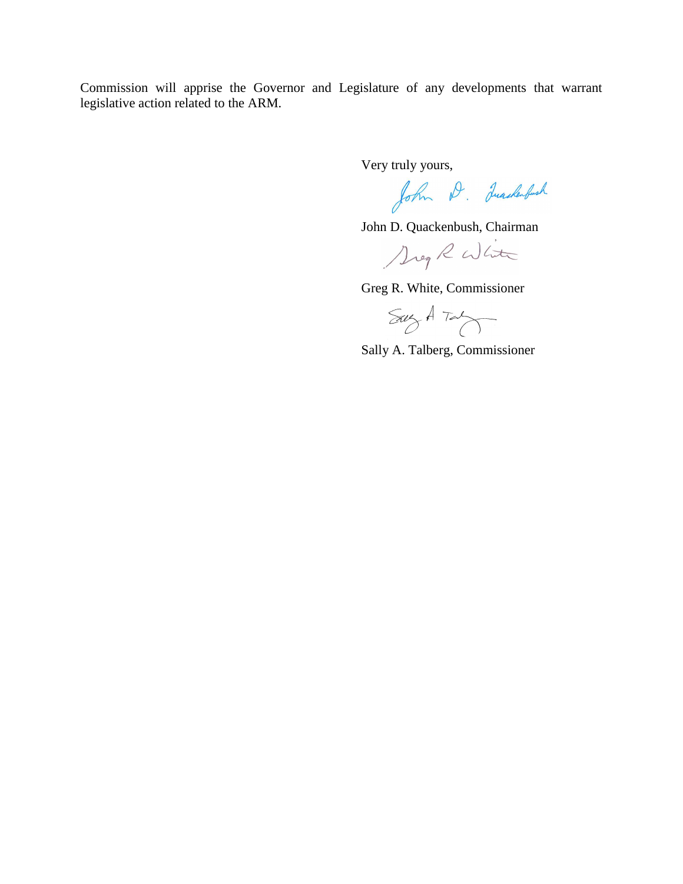Commission will apprise the Governor and Legislature of any developments that warrant legislative action related to the ARM.

Very truly yours,

John D. Quackenbush, Chairman

Greg R. White, Commissioner

Sally A. Talberg, Commissioner